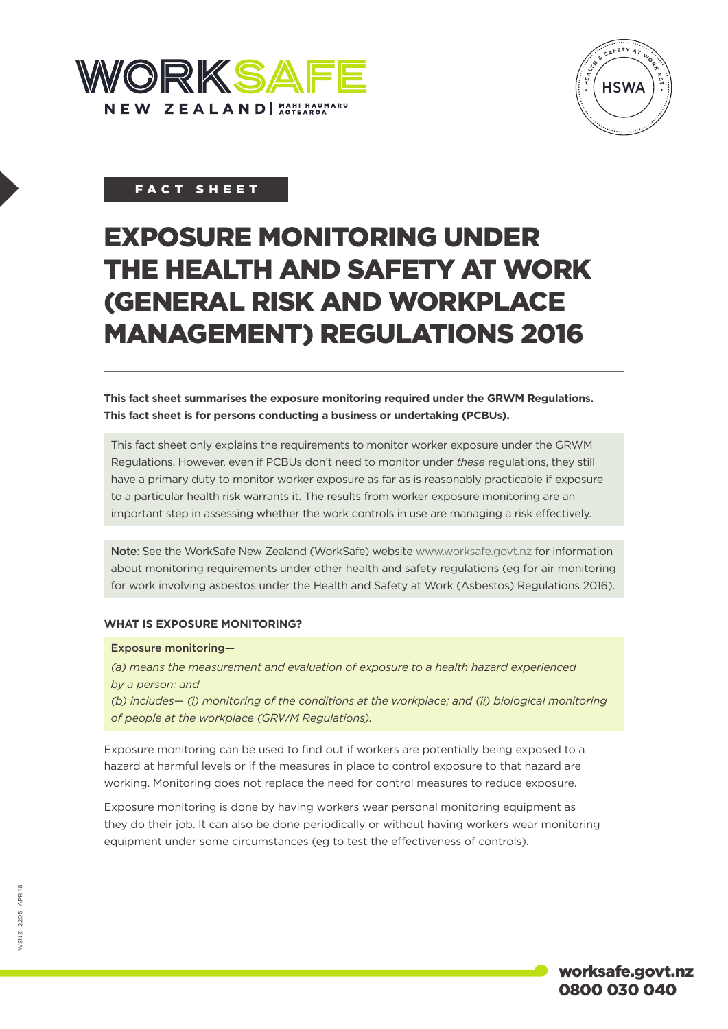FACT SHEET

# EXPOSURE MONITORING UNDER THE HEALTH AND SAFETY AT WORK (GENERAL RISK AND WORKPLACE MANAGEMENT) REGULATIONS 2016

**This fact sheet summarises the exposure monitoring required under the GRWM Regulations. This fact sheet is for persons conducting a business or undertaking (PCBUs).**

This fact sheet only explains the requirements to monitor worker exposure under the GRWM Regulations. However, even if PCBUs don't need to monitor under *these* regulations, they still have a primary duty to monitor worker exposure as far as is reasonably practicable if exposure to a particular health risk warrants it. The results from worker exposure monitoring are an important step in assessing whether the work controls in use are managing a risk effectively.

**Note**: See the WorkSafe New Zealand (WorkSafe) website www.worksafe.govt.nz for information about monitoring requirements under other health and safety regulations (eg for air monitoring for work involving asbestos under the Health and Safety at Work (Asbestos) Regulations 2016).

### WHAT IS EXPOSURE MONITORING?

Exposure monitoring—

*(a) means the measurement and evaluation of exposure to a health hazard experienced by a person; and*

*(b) includes— (i) monitoring of the conditions at the workplace; and (ii) biological monitoring of people at the workplace (GRWM Regulations).*

Exposure monitoring can be used to find out if workers are potentially being exposed to a hazard at harmful levels or if the measures in place to control exposure to that hazard are working. Monitoring does not replace the need for control measures to reduce exposure.

Exposure monitoring is done by having workers wear personal monitoring equipment as they do their job. It can also be done periodically or without having workers wear monitoring equipment under some circumstances (eg to test the effectiveness of controls).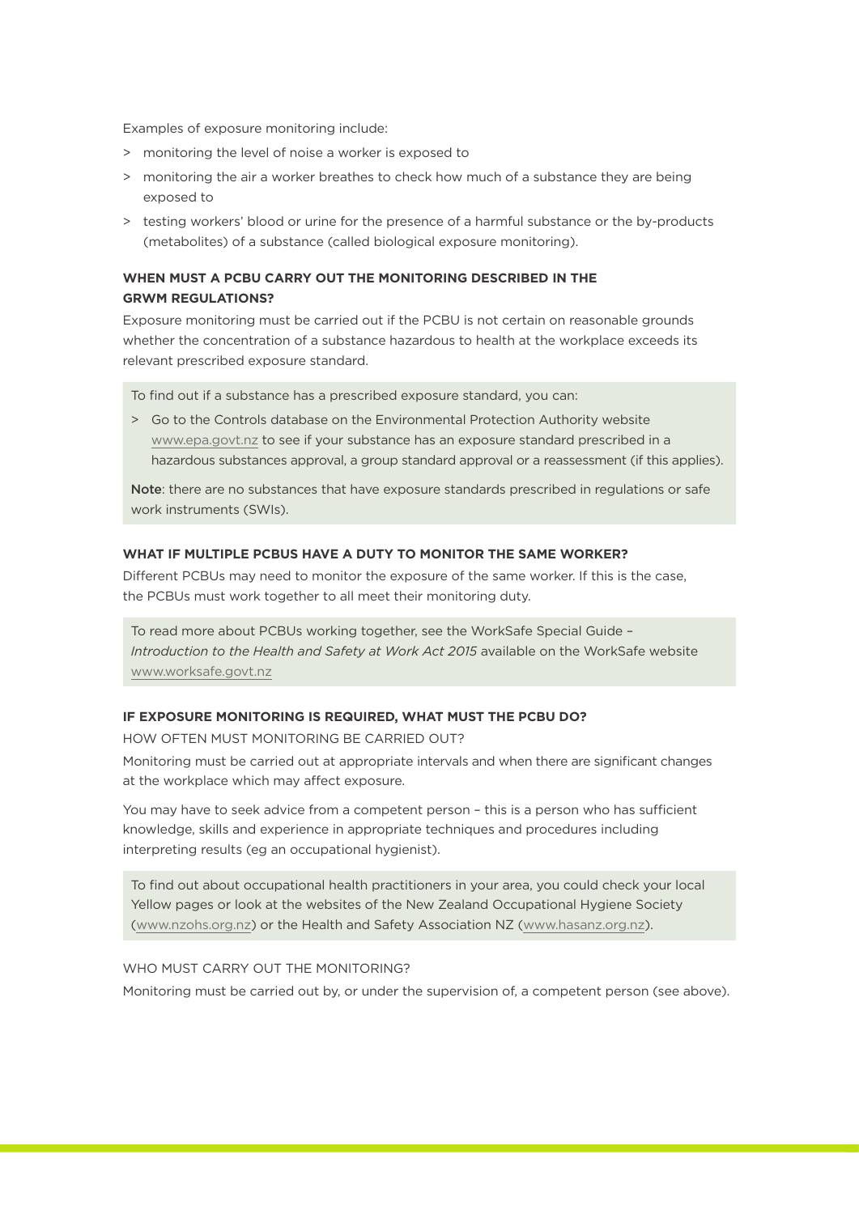Examples of exposure monitoring include:

> monitoring the level of noise a worker is exposed to
> monitoring the air a worker breathes to check how much of a substance they are being exposed to
> testing workers' blood or urine for the presence of a harmful substance or the by-products (metabolites) of a substance (called biological exposure monitoring).

**WHEN MUST A PCBU CARRY OUT THE MONITORING DESCRIBED IN THE GRWM REGULATIONS?**

Exposure monitoring must be carried out if the PCBU is not certain on reasonable grounds whether the concentration of a substance hazardous to health at the workplace exceeds its relevant prescribed exposure standard.

To find out if a substance has a prescribed exposure standard, you can:

> Go to the Controls database on the Environmental Protection Authority website www.epa.govt.nz to see if your substance has an exposure standard prescribed in a hazardous substances approval, a group standard approval or a reassessment (if this applies).

**Note**: there are no substances that have exposure standards prescribed in regulations or safe work instruments (SWIs).

**WHAT IF MULTIPLE PCBUS HAVE A DUTY TO MONITOR THE SAME WORKER?**

Different PCBUs may need to monitor the exposure of the same worker. If this is the case, the PCBUs must work together to all meet their monitoring duty.

To read more about PCBUs working together, see the WorkSafe Special Guide – *Introduction to the Health and Safety at Work Act 2015* available on the WorkSafe website www.worksafe.govt.nz

**IF EXPOSURE MONITORING IS REQUIRED, WHAT MUST THE PCBU DO?**

HOW OFTEN MUST MONITORING BE CARRIED OUT?

Monitoring must be carried out at appropriate intervals and when there are significant changes at the workplace which may affect exposure.

You may have to seek advice from a competent person – this is a person who has sufficient knowledge, skills and experience in appropriate techniques and procedures including interpreting results (eg an occupational hygienist).

To find out about occupational health practitioners in your area, you could check your local Yellow pages or look at the websites of the New Zealand Occupational Hygiene Society (www.nzohs.org.nz) or the Health and Safety Association NZ (www.hasanz.org.nz).

WHO MUST CARRY OUT THE MONITORING?

Monitoring must be carried out by, or under the supervision of, a competent person (see above).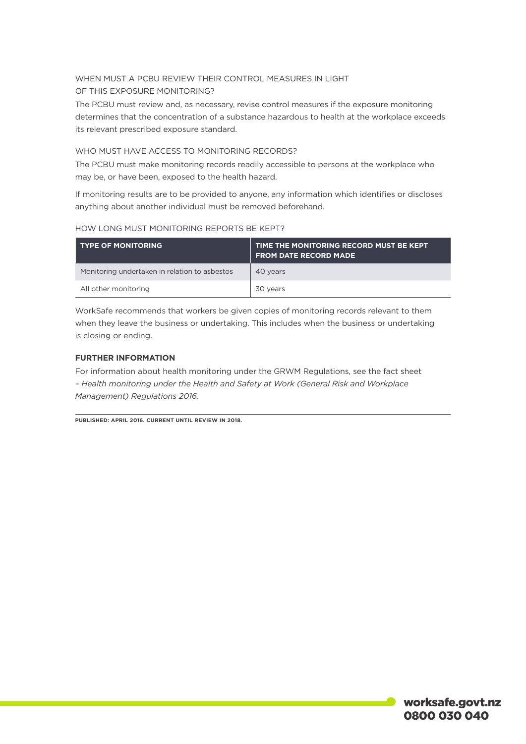### WHEN MUST A PCBU REVIEW THEIR CONTROL MEASURES IN LIGHT OF THIS EXPOSURE MONITORING?

The PCBU must review and, as necessary, revise control measures if the exposure monitoring determines that the concentration of a substance hazardous to health at the workplace exceeds its relevant prescribed exposure standard.

### WHO MUST HAVE ACCESS TO MONITORING RECORDS?

The PCBU must make monitoring records readily accessible to persons at the workplace who may be, or have been, exposed to the health hazard.

If monitoring results are to be provided to anyone, any information which identifies or discloses anything about another individual must be removed beforehand.

### HOW LONG MUST MONITORING REPORTS BE KEPT?

| TYPE OF MONITORING | TIME THE MONITORING RECORD MUST BE KEPT FROM DATE RECORD MADE |
|---|---|
| Monitoring undertaken in relation to asbestos | 40 years |
| All other monitoring | 30 years |

WorkSafe recommends that workers be given copies of monitoring records relevant to them when they leave the business or undertaking. This includes when the business or undertaking is closing or ending.

## FURTHER INFORMATION

For information about health monitoring under the GRWM Regulations, see the fact sheet – *Health monitoring under the Health and Safety at Work (General Risk and Workplace Management) Regulations 2016*.

**PUBLISHED: APRIL 2016. CURRENT UNTIL REVIEW IN 2018.**

**worksafe.govt.nz**
**0800 030 040**